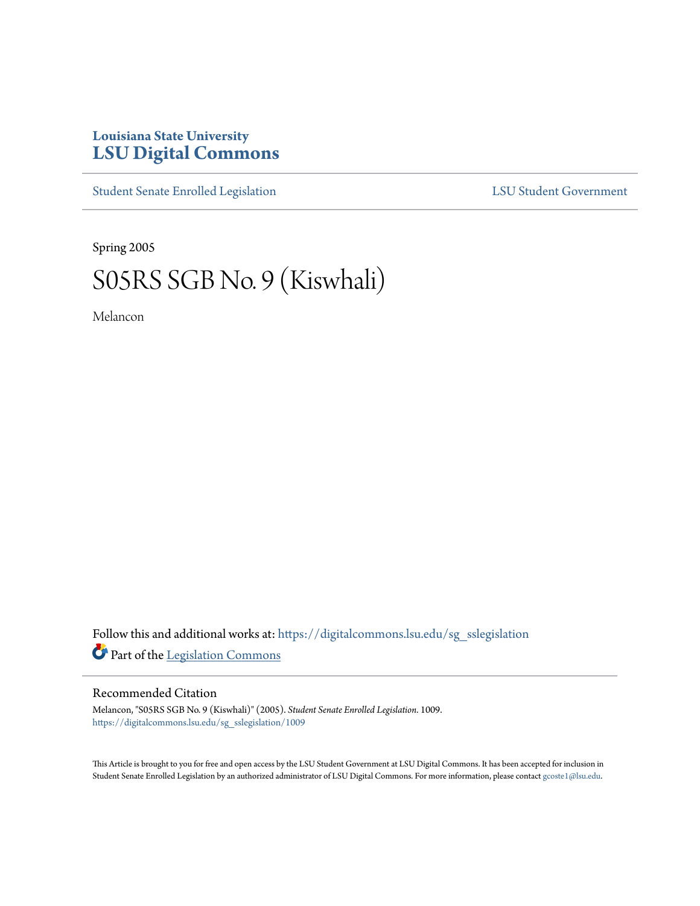Louisiana State University
# LSU Digital Commons

Student Senate Enrolled Legislation | LSU Student Government

Spring 2005

# S05RS SGB No. 9 (Kiswhali)

Melancon

Follow this and additional works at: https://digitalcommons.lsu.edu/sg_sslegislation

Part of the Legislation Commons

## Recommended Citation

Melancon, "S05RS SGB No. 9 (Kiswhali)" (2005). *Student Senate Enrolled Legislation*. 1009.
https://digitalcommons.lsu.edu/sg_sslegislation/1009

This Article is brought to you for free and open access by the LSU Student Government at LSU Digital Commons. It has been accepted for inclusion in Student Senate Enrolled Legislation by an authorized administrator of LSU Digital Commons. For more information, please contact gcoste1@lsu.edu.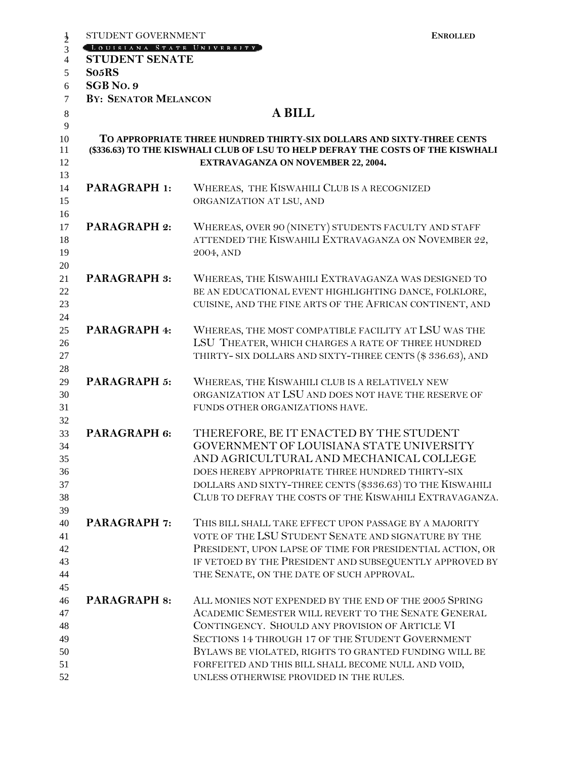STUDENT GOVERNMENT **ENROLLED**

LOUISIANA STATE UNIVERSITY

**STUDENT SENATE**

**S05RS**

**SGB NO. 9**

**BY: SENATOR MELANCON**

# A BILL

**TO APPROPRIATE THREE HUNDRED THIRTY-SIX DOLLARS AND SIXTY-THREE CENTS ($336.63) TO THE KISWHALI CLUB OF LSU TO HELP DEFRAY THE COSTS OF THE KISWHALI EXTRAVAGANZA ON NOVEMBER 22, 2004.**

**PARAGRAPH 1:** WHEREAS, THE KISWAHILI CLUB IS A RECOGNIZED ORGANIZATION AT LSU, AND

**PARAGRAPH 2:** WHEREAS, OVER 90 (NINETY) STUDENTS FACULTY AND STAFF ATTENDED THE KISWAHILI EXTRAVAGANZA ON NOVEMBER 22, 2004, AND

**PARAGRAPH 3:** WHEREAS, THE KISWAHILI EXTRAVAGANZA WAS DESIGNED TO BE AN EDUCATIONAL EVENT HIGHLIGHTING DANCE, FOLKLORE, CUISINE, AND THE FINE ARTS OF THE AFRICAN CONTINENT, AND

**PARAGRAPH 4:** WHEREAS, THE MOST COMPATIBLE FACILITY AT LSU WAS THE LSU THEATER, WHICH CHARGES A RATE OF THREE HUNDRED THIRTY- SIX DOLLARS AND SIXTY-THREE CENTS ($ 336.63), AND

**PARAGRAPH 5:** WHEREAS, THE KISWAHILI CLUB IS A RELATIVELY NEW ORGANIZATION AT LSU AND DOES NOT HAVE THE RESERVE OF FUNDS OTHER ORGANIZATIONS HAVE.

**PARAGRAPH 6:** THEREFORE, BE IT ENACTED BY THE STUDENT GOVERNMENT OF LOUISIANA STATE UNIVERSITY AND AGRICULTURAL AND MECHANICAL COLLEGE DOES HEREBY APPROPRIATE THREE HUNDRED THIRTY-SIX DOLLARS AND SIXTY-THREE CENTS ($336.63) TO THE KISWAHILI CLUB TO DEFRAY THE COSTS OF THE KISWAHILI EXTRAVAGANZA.

**PARAGRAPH 7:** THIS BILL SHALL TAKE EFFECT UPON PASSAGE BY A MAJORITY VOTE OF THE LSU STUDENT SENATE AND SIGNATURE BY THE PRESIDENT, UPON LAPSE OF TIME FOR PRESIDENTIAL ACTION, OR IF VETOED BY THE PRESIDENT AND SUBSEQUENTLY APPROVED BY THE SENATE, ON THE DATE OF SUCH APPROVAL.

**PARAGRAPH 8:** ALL MONIES NOT EXPENDED BY THE END OF THE 2005 SPRING ACADEMIC SEMESTER WILL REVERT TO THE SENATE GENERAL CONTINGENCY. SHOULD ANY PROVISION OF ARTICLE VI SECTIONS 14 THROUGH 17 OF THE STUDENT GOVERNMENT BYLAWS BE VIOLATED, RIGHTS TO GRANTED FUNDING WILL BE FORFEITED AND THIS BILL SHALL BECOME NULL AND VOID, UNLESS OTHERWISE PROVIDED IN THE RULES.